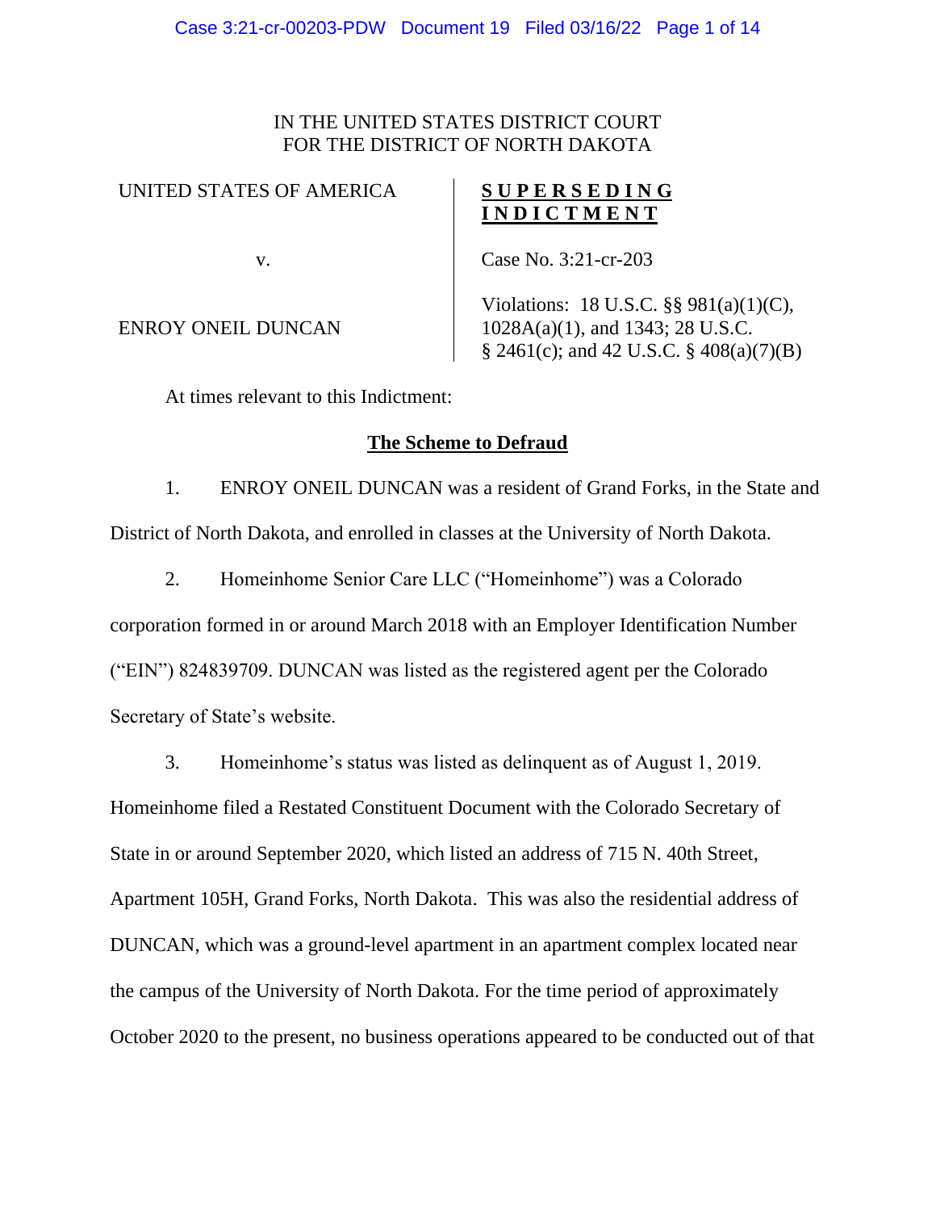IN THE UNITED STATES DISTRICT COURT
FOR THE DISTRICT OF NORTH DAKOTA

| UNITED STATES OF AMERICA<br><br>v.<br><br>ENROY ONEIL DUNCAN | **SUPERSEDING INDICTMENT**<br><br>Case No. 3:21-cr-203<br><br>Violations: 18 U.S.C. §§ 981(a)(1)(C), 1028A(a)(1), and 1343; 28 U.S.C. § 2461(c); and 42 U.S.C. § 408(a)(7)(B) |
|---|---|

At times relevant to this Indictment:

## The Scheme to Defraud

1. ENROY ONEIL DUNCAN was a resident of Grand Forks, in the State and District of North Dakota, and enrolled in classes at the University of North Dakota.

2. Homeinhome Senior Care LLC ("Homeinhome") was a Colorado corporation formed in or around March 2018 with an Employer Identification Number ("EIN") 824839709. DUNCAN was listed as the registered agent per the Colorado Secretary of State's website.

3. Homeinhome's status was listed as delinquent as of August 1, 2019. Homeinhome filed a Restated Constituent Document with the Colorado Secretary of State in or around September 2020, which listed an address of 715 N. 40th Street, Apartment 105H, Grand Forks, North Dakota. This was also the residential address of DUNCAN, which was a ground-level apartment in an apartment complex located near the campus of the University of North Dakota. For the time period of approximately October 2020 to the present, no business operations appeared to be conducted out of that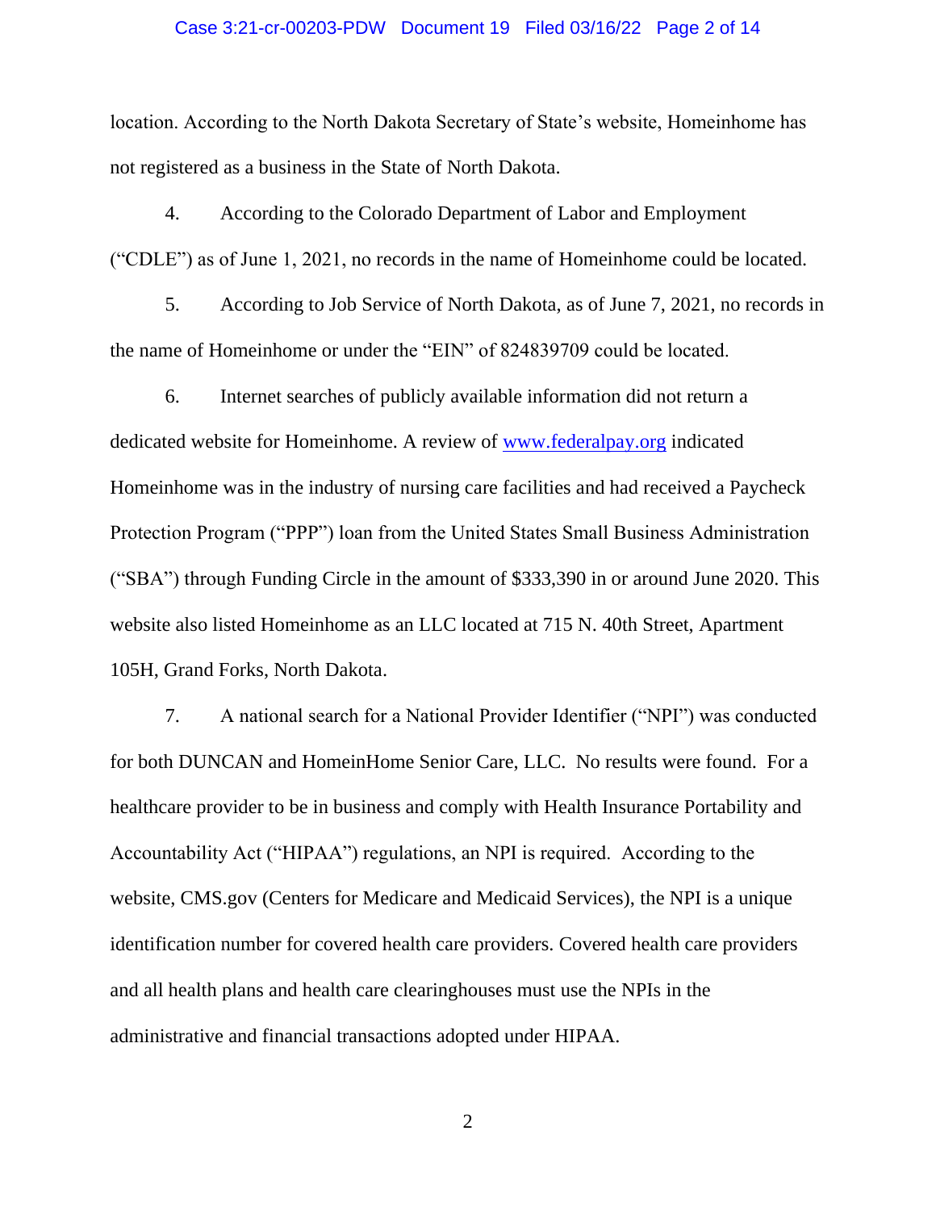location. According to the North Dakota Secretary of State's website, Homeinhome has not registered as a business in the State of North Dakota.

4. According to the Colorado Department of Labor and Employment ("CDLE") as of June 1, 2021, no records in the name of Homeinhome could be located.

5. According to Job Service of North Dakota, as of June 7, 2021, no records in the name of Homeinhome or under the "EIN" of 824839709 could be located.

6. Internet searches of publicly available information did not return a dedicated website for Homeinhome. A review of www.federalpay.org indicated Homeinhome was in the industry of nursing care facilities and had received a Paycheck Protection Program ("PPP") loan from the United States Small Business Administration ("SBA") through Funding Circle in the amount of $333,390 in or around June 2020. This website also listed Homeinhome as an LLC located at 715 N. 40th Street, Apartment 105H, Grand Forks, North Dakota.

7. A national search for a National Provider Identifier ("NPI") was conducted for both DUNCAN and HomeinHome Senior Care, LLC. No results were found. For a healthcare provider to be in business and comply with Health Insurance Portability and Accountability Act ("HIPAA") regulations, an NPI is required. According to the website, CMS.gov (Centers for Medicare and Medicaid Services), the NPI is a unique identification number for covered health care providers. Covered health care providers and all health plans and health care clearinghouses must use the NPIs in the administrative and financial transactions adopted under HIPAA.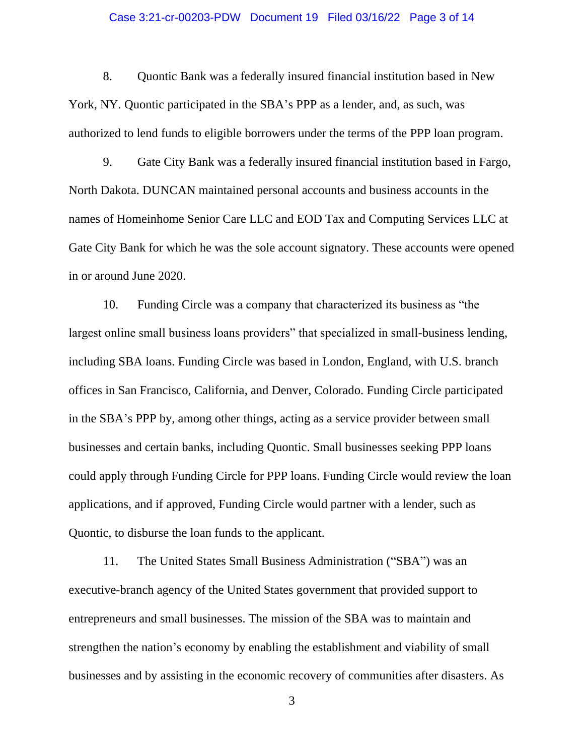8. Quontic Bank was a federally insured financial institution based in New York, NY. Quontic participated in the SBA's PPP as a lender, and, as such, was authorized to lend funds to eligible borrowers under the terms of the PPP loan program.

9. Gate City Bank was a federally insured financial institution based in Fargo, North Dakota. DUNCAN maintained personal accounts and business accounts in the names of Homeinhome Senior Care LLC and EOD Tax and Computing Services LLC at Gate City Bank for which he was the sole account signatory. These accounts were opened in or around June 2020.

10. Funding Circle was a company that characterized its business as "the largest online small business loans providers" that specialized in small-business lending, including SBA loans. Funding Circle was based in London, England, with U.S. branch offices in San Francisco, California, and Denver, Colorado. Funding Circle participated in the SBA's PPP by, among other things, acting as a service provider between small businesses and certain banks, including Quontic. Small businesses seeking PPP loans could apply through Funding Circle for PPP loans. Funding Circle would review the loan applications, and if approved, Funding Circle would partner with a lender, such as Quontic, to disburse the loan funds to the applicant.

11. The United States Small Business Administration ("SBA") was an executive-branch agency of the United States government that provided support to entrepreneurs and small businesses. The mission of the SBA was to maintain and strengthen the nation's economy by enabling the establishment and viability of small businesses and by assisting in the economic recovery of communities after disasters. As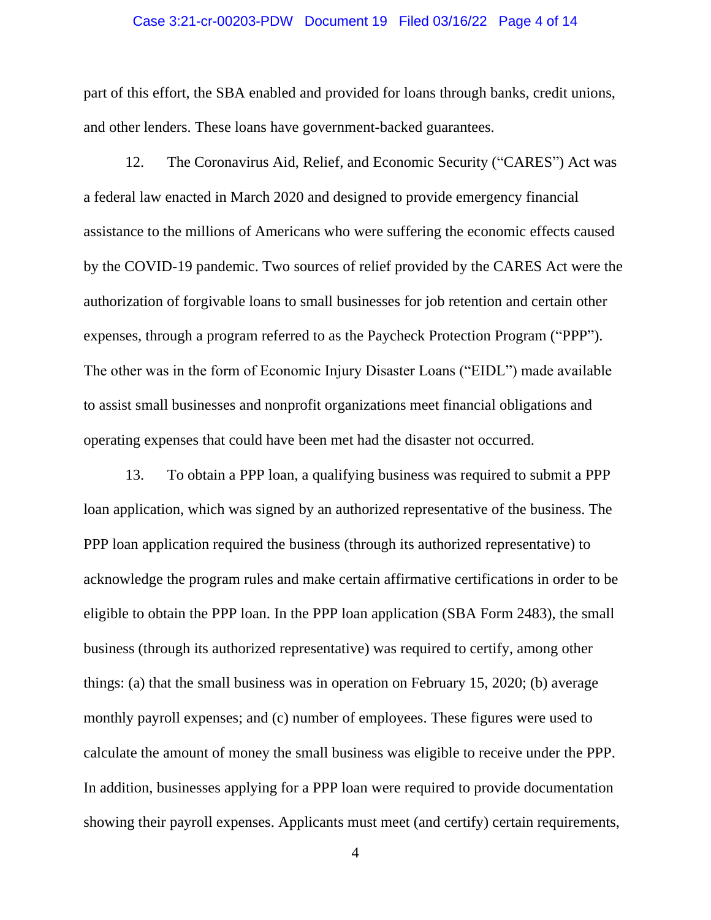part of this effort, the SBA enabled and provided for loans through banks, credit unions, and other lenders. These loans have government-backed guarantees.

12. The Coronavirus Aid, Relief, and Economic Security ("CARES") Act was a federal law enacted in March 2020 and designed to provide emergency financial assistance to the millions of Americans who were suffering the economic effects caused by the COVID-19 pandemic. Two sources of relief provided by the CARES Act were the authorization of forgivable loans to small businesses for job retention and certain other expenses, through a program referred to as the Paycheck Protection Program ("PPP"). The other was in the form of Economic Injury Disaster Loans ("EIDL") made available to assist small businesses and nonprofit organizations meet financial obligations and operating expenses that could have been met had the disaster not occurred.

13. To obtain a PPP loan, a qualifying business was required to submit a PPP loan application, which was signed by an authorized representative of the business. The PPP loan application required the business (through its authorized representative) to acknowledge the program rules and make certain affirmative certifications in order to be eligible to obtain the PPP loan. In the PPP loan application (SBA Form 2483), the small business (through its authorized representative) was required to certify, among other things: (a) that the small business was in operation on February 15, 2020; (b) average monthly payroll expenses; and (c) number of employees. These figures were used to calculate the amount of money the small business was eligible to receive under the PPP. In addition, businesses applying for a PPP loan were required to provide documentation showing their payroll expenses. Applicants must meet (and certify) certain requirements,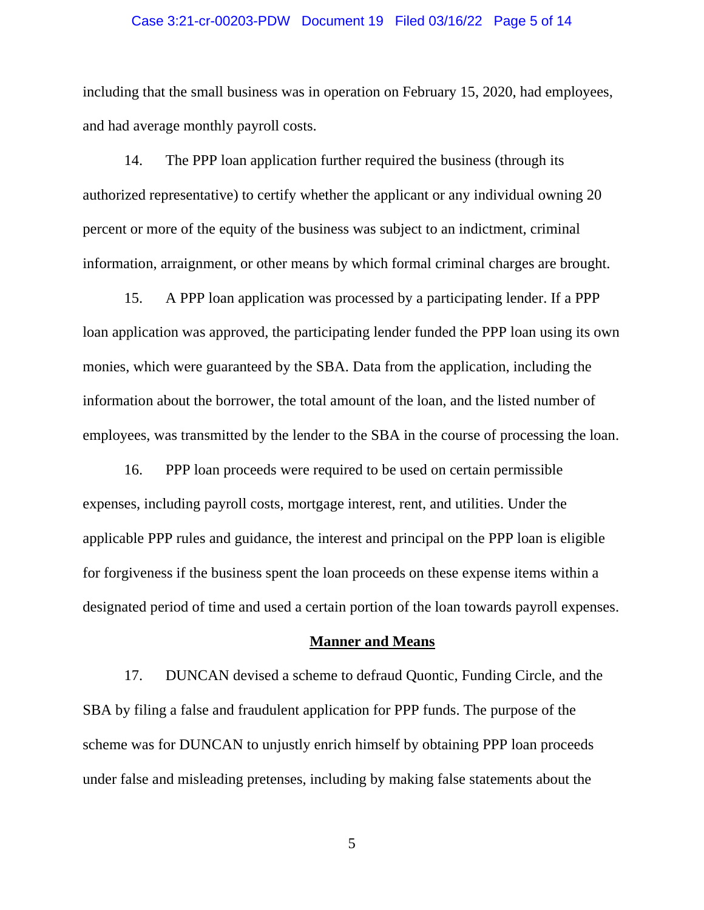including that the small business was in operation on February 15, 2020, had employees, and had average monthly payroll costs.

14. The PPP loan application further required the business (through its authorized representative) to certify whether the applicant or any individual owning 20 percent or more of the equity of the business was subject to an indictment, criminal information, arraignment, or other means by which formal criminal charges are brought.

15. A PPP loan application was processed by a participating lender. If a PPP loan application was approved, the participating lender funded the PPP loan using its own monies, which were guaranteed by the SBA. Data from the application, including the information about the borrower, the total amount of the loan, and the listed number of employees, was transmitted by the lender to the SBA in the course of processing the loan.

16. PPP loan proceeds were required to be used on certain permissible expenses, including payroll costs, mortgage interest, rent, and utilities. Under the applicable PPP rules and guidance, the interest and principal on the PPP loan is eligible for forgiveness if the business spent the loan proceeds on these expense items within a designated period of time and used a certain portion of the loan towards payroll expenses.

**Manner and Means**

17. DUNCAN devised a scheme to defraud Quontic, Funding Circle, and the SBA by filing a false and fraudulent application for PPP funds. The purpose of the scheme was for DUNCAN to unjustly enrich himself by obtaining PPP loan proceeds under false and misleading pretenses, including by making false statements about the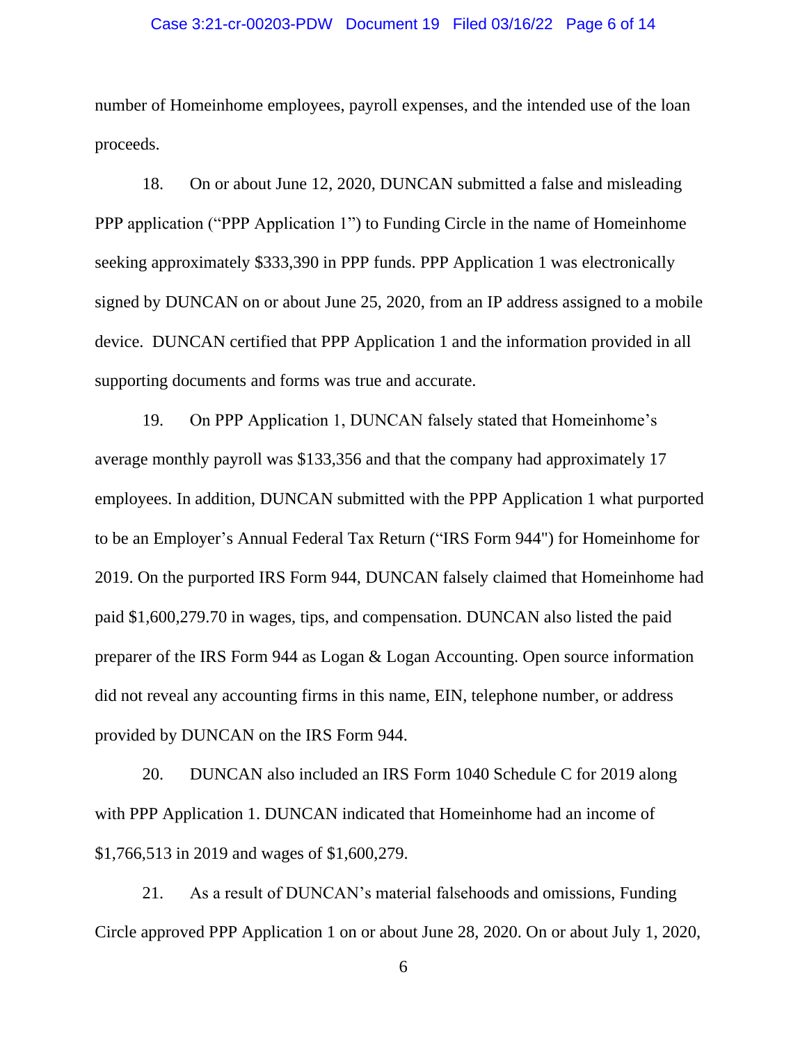number of Homeinhome employees, payroll expenses, and the intended use of the loan proceeds.

18. On or about June 12, 2020, DUNCAN submitted a false and misleading PPP application ("PPP Application 1") to Funding Circle in the name of Homeinhome seeking approximately $333,390 in PPP funds. PPP Application 1 was electronically signed by DUNCAN on or about June 25, 2020, from an IP address assigned to a mobile device. DUNCAN certified that PPP Application 1 and the information provided in all supporting documents and forms was true and accurate.

19. On PPP Application 1, DUNCAN falsely stated that Homeinhome's average monthly payroll was $133,356 and that the company had approximately 17 employees. In addition, DUNCAN submitted with the PPP Application 1 what purported to be an Employer's Annual Federal Tax Return ("IRS Form 944") for Homeinhome for 2019. On the purported IRS Form 944, DUNCAN falsely claimed that Homeinhome had paid $1,600,279.70 in wages, tips, and compensation. DUNCAN also listed the paid preparer of the IRS Form 944 as Logan & Logan Accounting. Open source information did not reveal any accounting firms in this name, EIN, telephone number, or address provided by DUNCAN on the IRS Form 944.

20. DUNCAN also included an IRS Form 1040 Schedule C for 2019 along with PPP Application 1. DUNCAN indicated that Homeinhome had an income of $1,766,513 in 2019 and wages of $1,600,279.

21. As a result of DUNCAN's material falsehoods and omissions, Funding Circle approved PPP Application 1 on or about June 28, 2020. On or about July 1, 2020,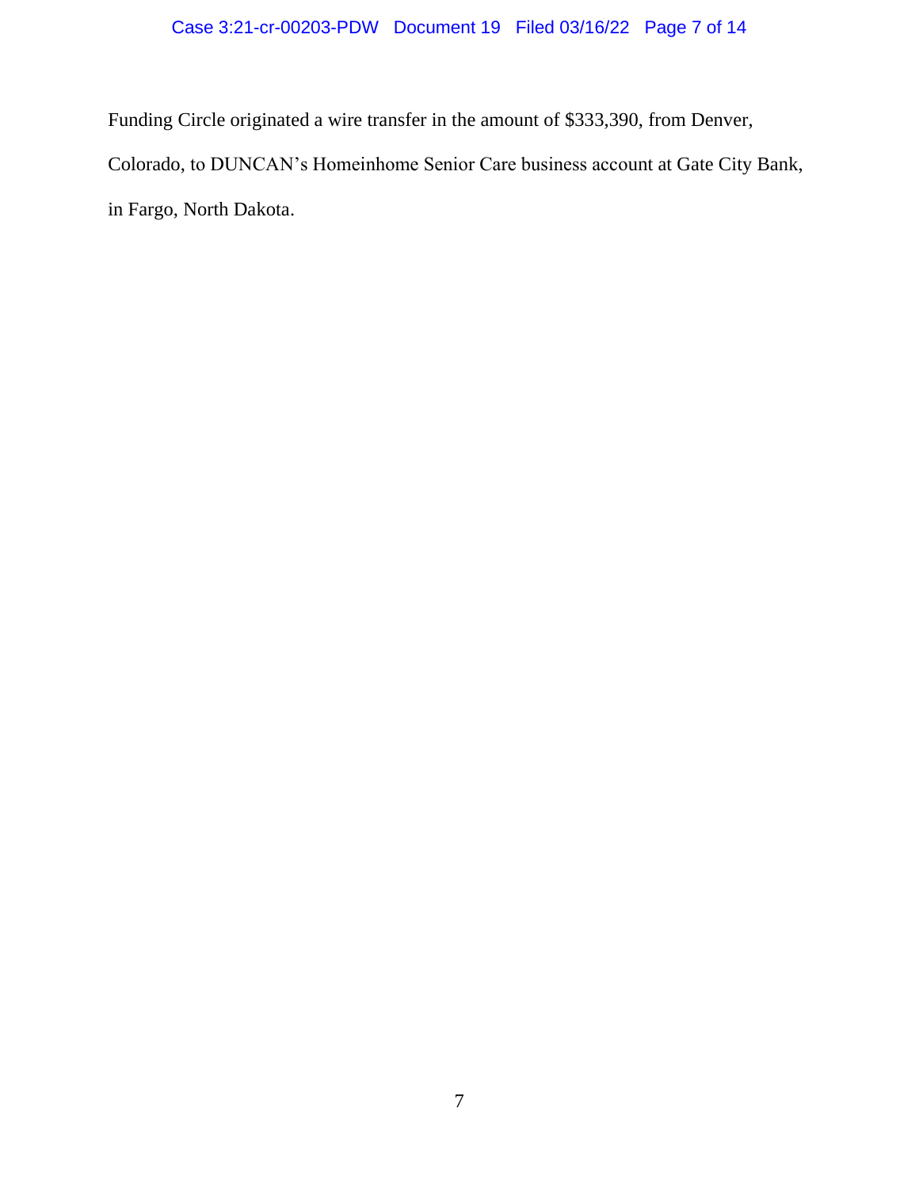Funding Circle originated a wire transfer in the amount of $333,390, from Denver, Colorado, to DUNCAN's Homeinhome Senior Care business account at Gate City Bank, in Fargo, North Dakota.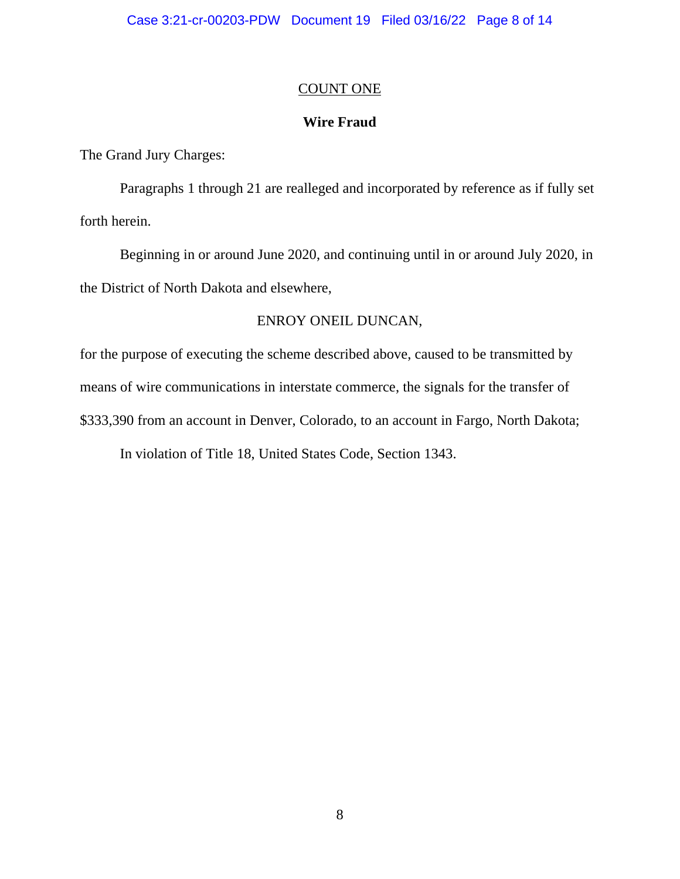## COUNT ONE

**Wire Fraud**

The Grand Jury Charges:

Paragraphs 1 through 21 are realleged and incorporated by reference as if fully set forth herein.

Beginning in or around June 2020, and continuing until in or around July 2020, in the District of North Dakota and elsewhere,

ENROY ONEIL DUNCAN,

for the purpose of executing the scheme described above, caused to be transmitted by means of wire communications in interstate commerce, the signals for the transfer of $333,390 from an account in Denver, Colorado, to an account in Fargo, North Dakota;

In violation of Title 18, United States Code, Section 1343.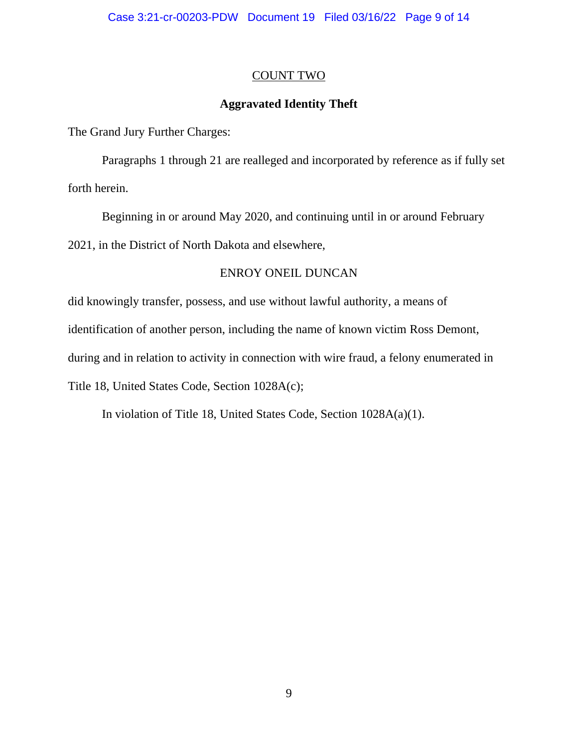## COUNT TWO

### **Aggravated Identity Theft**

The Grand Jury Further Charges:

Paragraphs 1 through 21 are realleged and incorporated by reference as if fully set forth herein.

Beginning in or around May 2020, and continuing until in or around February 2021, in the District of North Dakota and elsewhere,

ENROY ONEIL DUNCAN

did knowingly transfer, possess, and use without lawful authority, a means of identification of another person, including the name of known victim Ross Demont, during and in relation to activity in connection with wire fraud, a felony enumerated in Title 18, United States Code, Section 1028A(c);

In violation of Title 18, United States Code, Section 1028A(a)(1).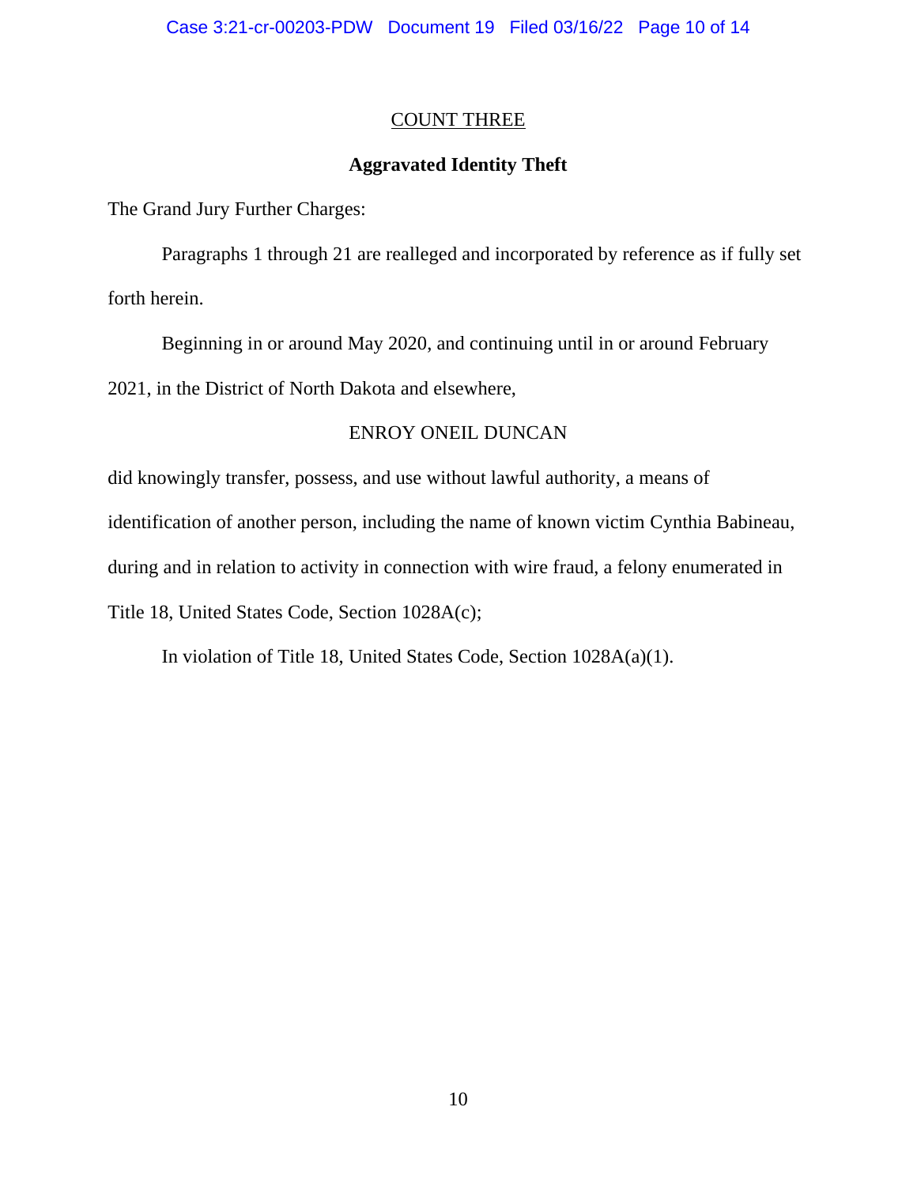## COUNT THREE

### **Aggravated Identity Theft**

The Grand Jury Further Charges:

Paragraphs 1 through 21 are realleged and incorporated by reference as if fully set forth herein.

Beginning in or around May 2020, and continuing until in or around February 2021, in the District of North Dakota and elsewhere,

ENROY ONEIL DUNCAN

did knowingly transfer, possess, and use without lawful authority, a means of identification of another person, including the name of known victim Cynthia Babineau, during and in relation to activity in connection with wire fraud, a felony enumerated in Title 18, United States Code, Section 1028A(c);

In violation of Title 18, United States Code, Section 1028A(a)(1).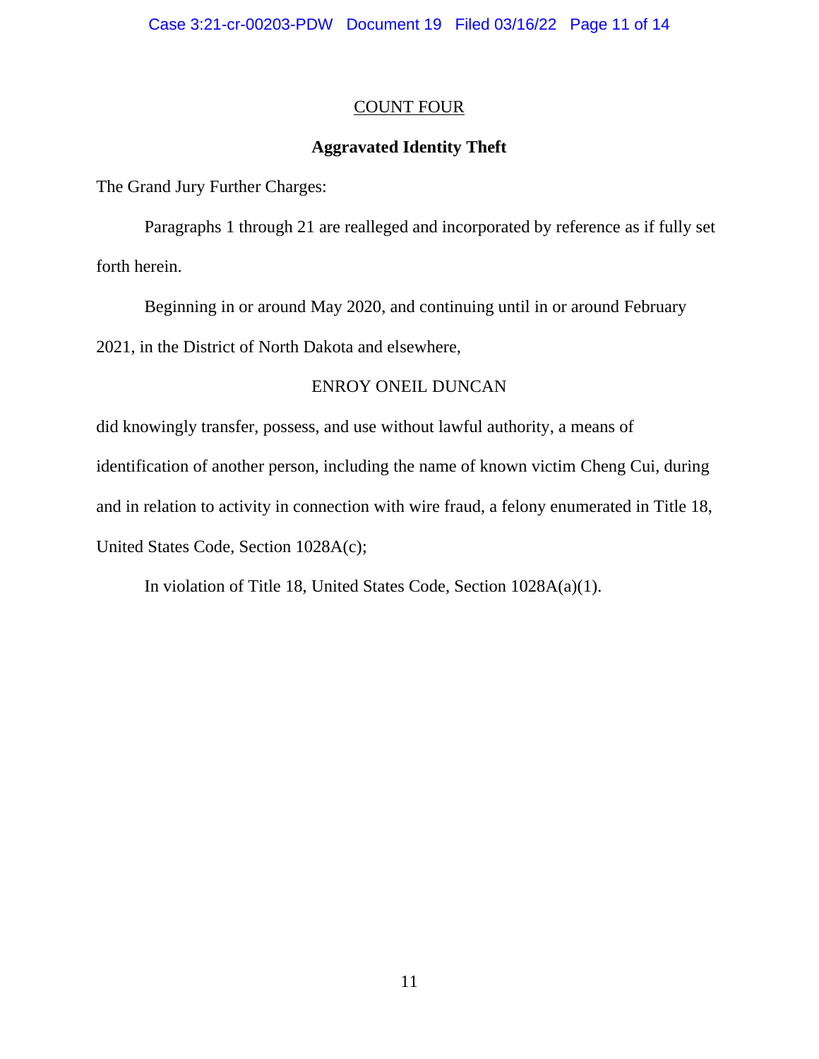## COUNT FOUR

**Aggravated Identity Theft**

The Grand Jury Further Charges:

Paragraphs 1 through 21 are realleged and incorporated by reference as if fully set forth herein.

Beginning in or around May 2020, and continuing until in or around February 2021, in the District of North Dakota and elsewhere,

ENROY ONEIL DUNCAN

did knowingly transfer, possess, and use without lawful authority, a means of identification of another person, including the name of known victim Cheng Cui, during and in relation to activity in connection with wire fraud, a felony enumerated in Title 18, United States Code, Section 1028A(c);

In violation of Title 18, United States Code, Section 1028A(a)(1).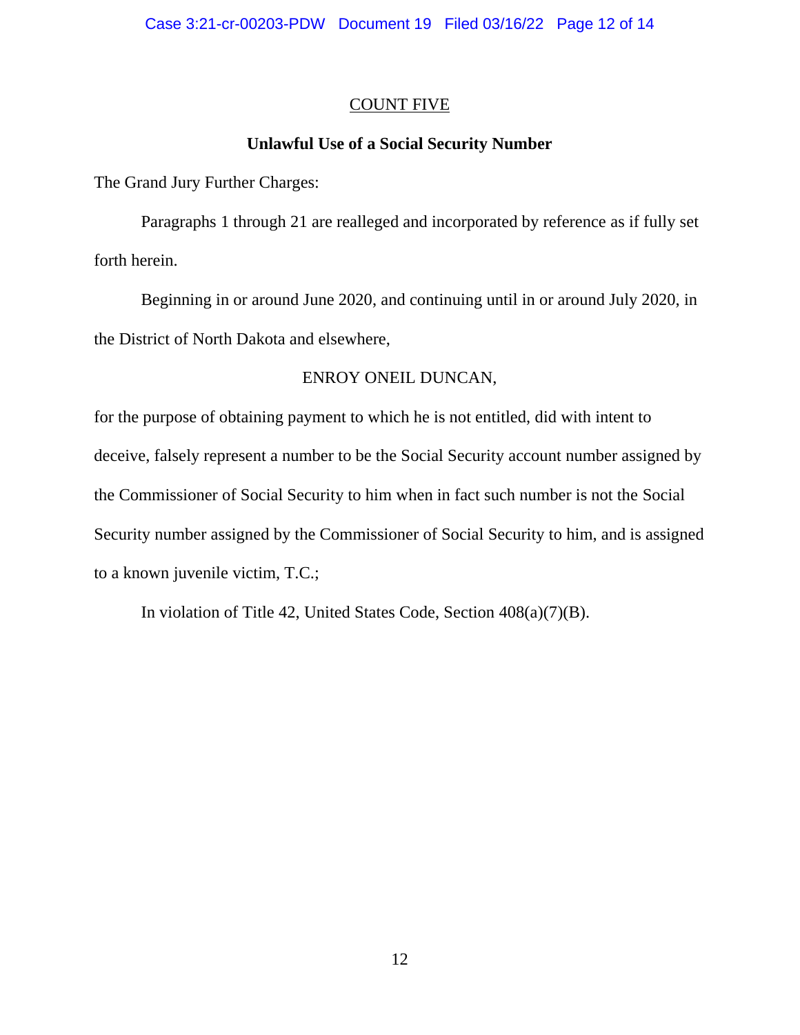## COUNT FIVE

### Unlawful Use of a Social Security Number

The Grand Jury Further Charges:

Paragraphs 1 through 21 are realleged and incorporated by reference as if fully set forth herein.

Beginning in or around June 2020, and continuing until in or around July 2020, in the District of North Dakota and elsewhere,

ENROY ONEIL DUNCAN,

for the purpose of obtaining payment to which he is not entitled, did with intent to deceive, falsely represent a number to be the Social Security account number assigned by the Commissioner of Social Security to him when in fact such number is not the Social Security number assigned by the Commissioner of Social Security to him, and is assigned to a known juvenile victim, T.C.;

In violation of Title 42, United States Code, Section 408(a)(7)(B).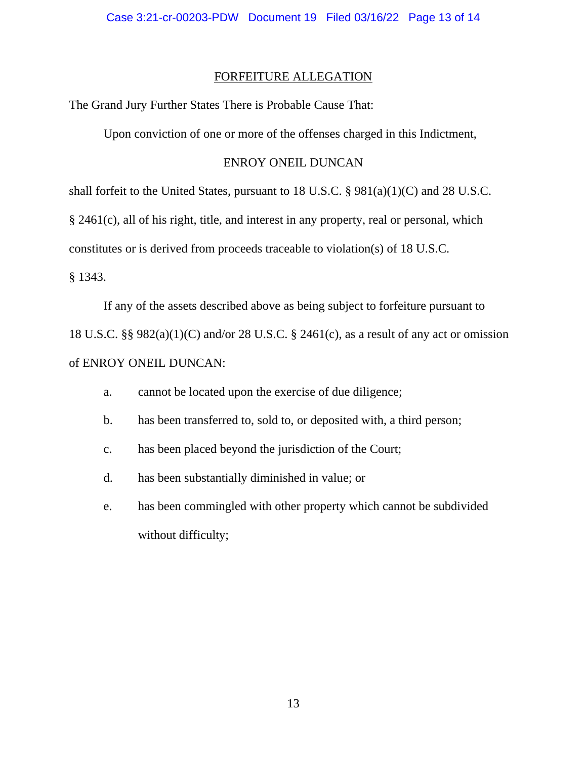## FORFEITURE ALLEGATION

The Grand Jury Further States There is Probable Cause That:

Upon conviction of one or more of the offenses charged in this Indictment,

ENROY ONEIL DUNCAN

shall forfeit to the United States, pursuant to 18 U.S.C. § 981(a)(1)(C) and 28 U.S.C. § 2461(c), all of his right, title, and interest in any property, real or personal, which constitutes or is derived from proceeds traceable to violation(s) of 18 U.S.C. § 1343.

If any of the assets described above as being subject to forfeiture pursuant to 18 U.S.C. §§ 982(a)(1)(C) and/or 28 U.S.C. § 2461(c), as a result of any act or omission of ENROY ONEIL DUNCAN:

a. cannot be located upon the exercise of due diligence;

b. has been transferred to, sold to, or deposited with, a third person;

c. has been placed beyond the jurisdiction of the Court;

d. has been substantially diminished in value; or

e. has been commingled with other property which cannot be subdivided without difficulty;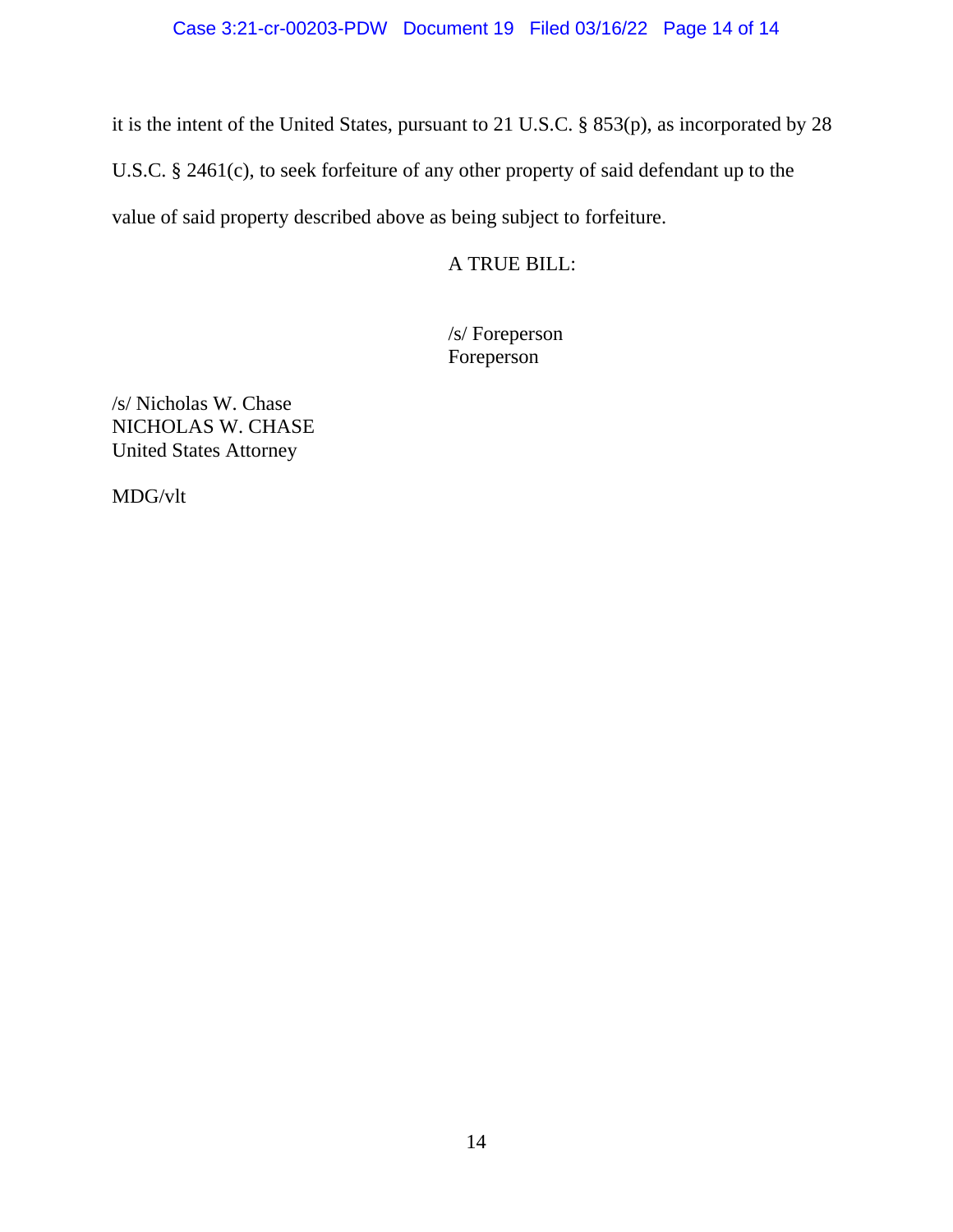it is the intent of the United States, pursuant to 21 U.S.C. § 853(p), as incorporated by 28 U.S.C. § 2461(c), to seek forfeiture of any other property of said defendant up to the value of said property described above as being subject to forfeiture.

A TRUE BILL:

/s/ Foreperson
Foreperson

/s/ Nicholas W. Chase
NICHOLAS W. CHASE
United States Attorney

MDG/vlt